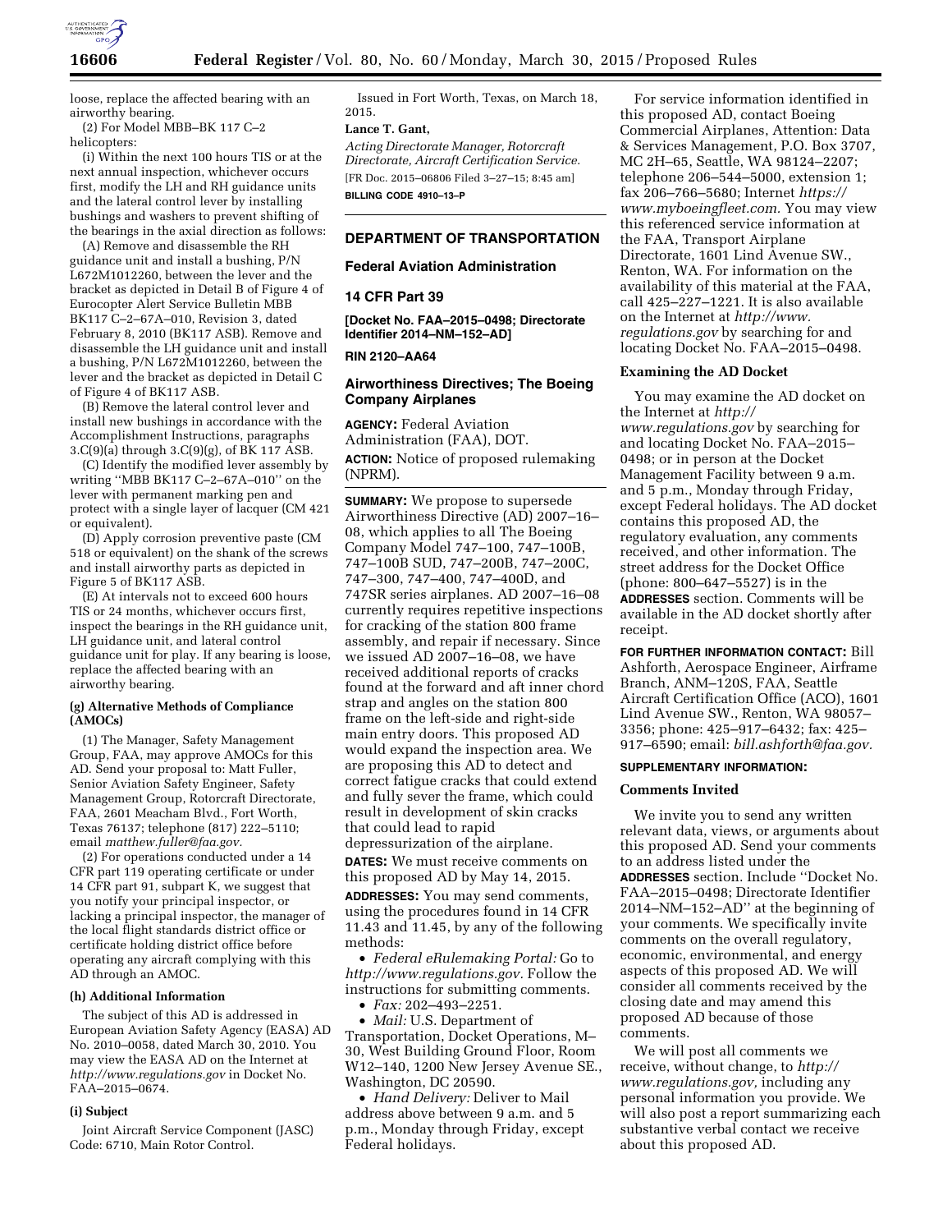loose, replace the affected bearing with an airworthy bearing.

(2) For Model MBB–BK 117 C–2 helicopters:

(i) Within the next 100 hours TIS or at the next annual inspection, whichever occurs first, modify the LH and RH guidance units and the lateral control lever by installing bushings and washers to prevent shifting of the bearings in the axial direction as follows:

(A) Remove and disassemble the RH guidance unit and install a bushing, P/N L672M1012260, between the lever and the bracket as depicted in Detail B of Figure 4 of Eurocopter Alert Service Bulletin MBB BK117 C–2–67A–010, Revision 3, dated February 8, 2010 (BK117 ASB). Remove and disassemble the LH guidance unit and install a bushing, P/N L672M1012260, between the lever and the bracket as depicted in Detail C of Figure 4 of BK117 ASB.

(B) Remove the lateral control lever and install new bushings in accordance with the Accomplishment Instructions, paragraphs 3.C(9)(a) through 3.C(9)(g), of BK 117 ASB.

(C) Identify the modified lever assembly by writing ''MBB BK117 C–2–67A–010'' on the lever with permanent marking pen and protect with a single layer of lacquer (CM 421 or equivalent).

(D) Apply corrosion preventive paste (CM 518 or equivalent) on the shank of the screws and install airworthy parts as depicted in Figure 5 of BK117 ASB.

(E) At intervals not to exceed 600 hours TIS or 24 months, whichever occurs first, inspect the bearings in the RH guidance unit, LH guidance unit, and lateral control guidance unit for play. If any bearing is loose, replace the affected bearing with an airworthy bearing.

**(g) Alternative Methods of Compliance (AMOCs)**

(1) The Manager, Safety Management Group, FAA, may approve AMOCs for this AD. Send your proposal to: Matt Fuller, Senior Aviation Safety Engineer, Safety Management Group, Rotorcraft Directorate, FAA, 2601 Meacham Blvd., Fort Worth, Texas 76137; telephone (817) 222–5110; email *matthew.fuller@faa.gov.*

(2) For operations conducted under a 14 CFR part 119 operating certificate or under 14 CFR part 91, subpart K, we suggest that you notify your principal inspector, or lacking a principal inspector, the manager of the local flight standards district office or certificate holding district office before operating any aircraft complying with this AD through an AMOC.

**(h) Additional Information**

The subject of this AD is addressed in European Aviation Safety Agency (EASA) AD No. 2010–0058, dated March 30, 2010. You may view the EASA AD on the Internet at *http://www.regulations.gov* in Docket No. FAA–2015–0674.

**(i) Subject**

Joint Aircraft Service Component (JASC) Code: 6710, Main Rotor Control.

Issued in Fort Worth, Texas, on March 18, 2015.

**Lance T. Gant,**

*Acting Directorate Manager, Rotorcraft Directorate, Aircraft Certification Service.*

[FR Doc. 2015–06806 Filed 3–27–15; 8:45 am]

**BILLING CODE 4910–13–P**

## DEPARTMENT OF TRANSPORTATION

### Federal Aviation Administration

### 14 CFR Part 39

**[Docket No. FAA–2015–0498; Directorate Identifier 2014–NM–152–AD]**

**RIN 2120–AA64**

### Airworthiness Directives; The Boeing Company Airplanes

**AGENCY:** Federal Aviation Administration (FAA), DOT.

**ACTION:** Notice of proposed rulemaking (NPRM).

**SUMMARY:** We propose to supersede Airworthiness Directive (AD) 2007–16–08, which applies to all The Boeing Company Model 747–100, 747–100B, 747–100B SUD, 747–200B, 747–200C, 747–300, 747–400, 747–400D, and 747SR series airplanes. AD 2007–16–08 currently requires repetitive inspections for cracking of the station 800 frame assembly, and repair if necessary. Since we issued AD 2007–16–08, we have received additional reports of cracks found at the forward and aft inner chord strap and angles on the station 800 frame on the left-side and right-side main entry doors. This proposed AD would expand the inspection area. We are proposing this AD to detect and correct fatigue cracks that could extend and fully sever the frame, which could result in development of skin cracks that could lead to rapid depressurization of the airplane.

**DATES:** We must receive comments on this proposed AD by May 14, 2015.

**ADDRESSES:** You may send comments, using the procedures found in 14 CFR 11.43 and 11.45, by any of the following methods:

• *Federal eRulemaking Portal:* Go to *http://www.regulations.gov.* Follow the instructions for submitting comments.

• *Fax:* 202–493–2251.

• *Mail:* U.S. Department of Transportation, Docket Operations, M–30, West Building Ground Floor, Room W12–140, 1200 New Jersey Avenue SE., Washington, DC 20590.

• *Hand Delivery:* Deliver to Mail address above between 9 a.m. and 5 p.m., Monday through Friday, except Federal holidays.

For service information identified in this proposed AD, contact Boeing Commercial Airplanes, Attention: Data & Services Management, P.O. Box 3707, MC 2H–65, Seattle, WA 98124–2207; telephone 206–544–5000, extension 1; fax 206–766–5680; Internet *https://www.myboeingfleet.com.* You may view this referenced service information at the FAA, Transport Airplane Directorate, 1601 Lind Avenue SW., Renton, WA. For information on the availability of this material at the FAA, call 425–227–1221. It is also available on the Internet at *http://www.regulations.gov* by searching for and locating Docket No. FAA–2015–0498.

**Examining the AD Docket**

You may examine the AD docket on the Internet at *http://www.regulations.gov* by searching for and locating Docket No. FAA–2015–0498; or in person at the Docket Management Facility between 9 a.m. and 5 p.m., Monday through Friday, except Federal holidays. The AD docket contains this proposed AD, the regulatory evaluation, any comments received, and other information. The street address for the Docket Office (phone: 800–647–5527) is in the **ADDRESSES** section. Comments will be available in the AD docket shortly after receipt.

**FOR FURTHER INFORMATION CONTACT:** Bill Ashforth, Aerospace Engineer, Airframe Branch, ANM–120S, FAA, Seattle Aircraft Certification Office (ACO), 1601 Lind Avenue SW., Renton, WA 98057–3356; phone: 425–917–6432; fax: 425–917–6590; email: *bill.ashforth@faa.gov.*

**SUPPLEMENTARY INFORMATION:**

**Comments Invited**

We invite you to send any written relevant data, views, or arguments about this proposed AD. Send your comments to an address listed under the **ADDRESSES** section. Include ''Docket No. FAA–2015–0498; Directorate Identifier 2014–NM–152–AD'' at the beginning of your comments. We specifically invite comments on the overall regulatory, economic, environmental, and energy aspects of this proposed AD. We will consider all comments received by the closing date and may amend this proposed AD because of those comments.

We will post all comments we receive, without change, to *http://www.regulations.gov,* including any personal information you provide. We will also post a report summarizing each substantive verbal contact we receive about this proposed AD.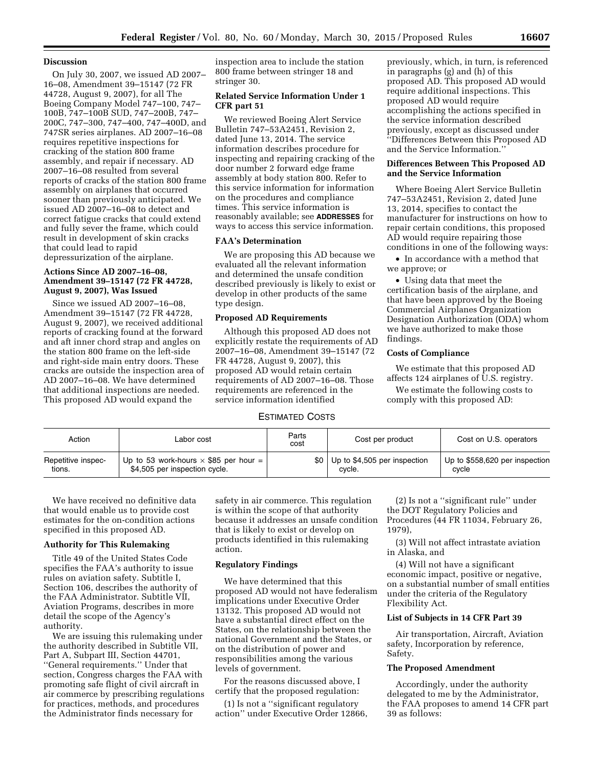**Discussion**

On July 30, 2007, we issued AD 2007–16–08, Amendment 39–15147 (72 FR 44728, August 9, 2007), for all The Boeing Company Model 747–100, 747–100B, 747–100B SUD, 747–200B, 747–200C, 747–300, 747–400, 747–400D, and 747SR series airplanes. AD 2007–16–08 requires repetitive inspections for cracking of the station 800 frame assembly, and repair if necessary. AD 2007–16–08 resulted from several reports of cracks of the station 800 frame assembly on airplanes that occurred sooner than previously anticipated. We issued AD 2007–16–08 to detect and correct fatigue cracks that could extend and fully sever the frame, which could result in development of skin cracks that could lead to rapid depressurization of the airplane.

**Actions Since AD 2007–16–08, Amendment 39–15147 (72 FR 44728, August 9, 2007), Was Issued**

Since we issued AD 2007–16–08, Amendment 39–15147 (72 FR 44728, August 9, 2007), we received additional reports of cracking found at the forward and aft inner chord strap and angles on the station 800 frame on the left-side and right-side main entry doors. These cracks are outside the inspection area of AD 2007–16–08. We have determined that additional inspections are needed. This proposed AD would expand the inspection area to include the station 800 frame between stringer 18 and stringer 30.

**Related Service Information Under 1 CFR part 51**

We reviewed Boeing Alert Service Bulletin 747–53A2451, Revision 2, dated June 13, 2014. The service information describes procedure for inspecting and repairing cracking of the door number 2 forward edge frame assembly at body station 800. Refer to this service information for information on the procedures and compliance times. This service information is reasonably available; see **ADDRESSES** for ways to access this service information.

**FAA's Determination**

We are proposing this AD because we evaluated all the relevant information and determined the unsafe condition described previously is likely to exist or develop in other products of the same type design.

**Proposed AD Requirements**

Although this proposed AD does not explicitly restate the requirements of AD 2007–16–08, Amendment 39–15147 (72 FR 44728, August 9, 2007), this proposed AD would retain certain requirements of AD 2007–16–08. Those requirements are referenced in the service information identified previously, which, in turn, is referenced in paragraphs (g) and (h) of this proposed AD. This proposed AD would require additional inspections. This proposed AD would require accomplishing the actions specified in the service information described previously, except as discussed under ''Differences Between this Proposed AD and the Service Information.''

**Differences Between This Proposed AD and the Service Information**

Where Boeing Alert Service Bulletin 747–53A2451, Revision 2, dated June 13, 2014, specifies to contact the manufacturer for instructions on how to repair certain conditions, this proposed AD would require repairing those conditions in one of the following ways:

- In accordance with a method that we approve; or
- Using data that meet the certification basis of the airplane, and that have been approved by the Boeing Commercial Airplanes Organization Designation Authorization (ODA) whom we have authorized to make those findings.

**Costs of Compliance**

We estimate that this proposed AD affects 124 airplanes of U.S. registry.

We estimate the following costs to comply with this proposed AD:

ESTIMATED COSTS

| Action | Labor cost | Parts cost | Cost per product | Cost on U.S. operators |
|---|---|---|---|---|
| Repetitive inspections. | Up to 53 work-hours × $85 per hour = $4,505 per inspection cycle. | $0 | Up to $4,505 per inspection cycle. | Up to $558,620 per inspection cycle |

We have received no definitive data that would enable us to provide cost estimates for the on-condition actions specified in this proposed AD.

**Authority for This Rulemaking**

Title 49 of the United States Code specifies the FAA's authority to issue rules on aviation safety. Subtitle I, Section 106, describes the authority of the FAA Administrator. Subtitle VII, Aviation Programs, describes in more detail the scope of the Agency's authority.

We are issuing this rulemaking under the authority described in Subtitle VII, Part A, Subpart III, Section 44701, ''General requirements.'' Under that section, Congress charges the FAA with promoting safe flight of civil aircraft in air commerce by prescribing regulations for practices, methods, and procedures the Administrator finds necessary for safety in air commerce. This regulation is within the scope of that authority because it addresses an unsafe condition that is likely to exist or develop on products identified in this rulemaking action.

**Regulatory Findings**

We have determined that this proposed AD would not have federalism implications under Executive Order 13132. This proposed AD would not have a substantial direct effect on the States, on the relationship between the national Government and the States, or on the distribution of power and responsibilities among the various levels of government.

For the reasons discussed above, I certify that the proposed regulation:

(1) Is not a ''significant regulatory action'' under Executive Order 12866,

(2) Is not a ''significant rule'' under the DOT Regulatory Policies and Procedures (44 FR 11034, February 26, 1979),

(3) Will not affect intrastate aviation in Alaska, and

(4) Will not have a significant economic impact, positive or negative, on a substantial number of small entities under the criteria of the Regulatory Flexibility Act.

**List of Subjects in 14 CFR Part 39**

Air transportation, Aircraft, Aviation safety, Incorporation by reference, Safety.

**The Proposed Amendment**

Accordingly, under the authority delegated to me by the Administrator, the FAA proposes to amend 14 CFR part 39 as follows: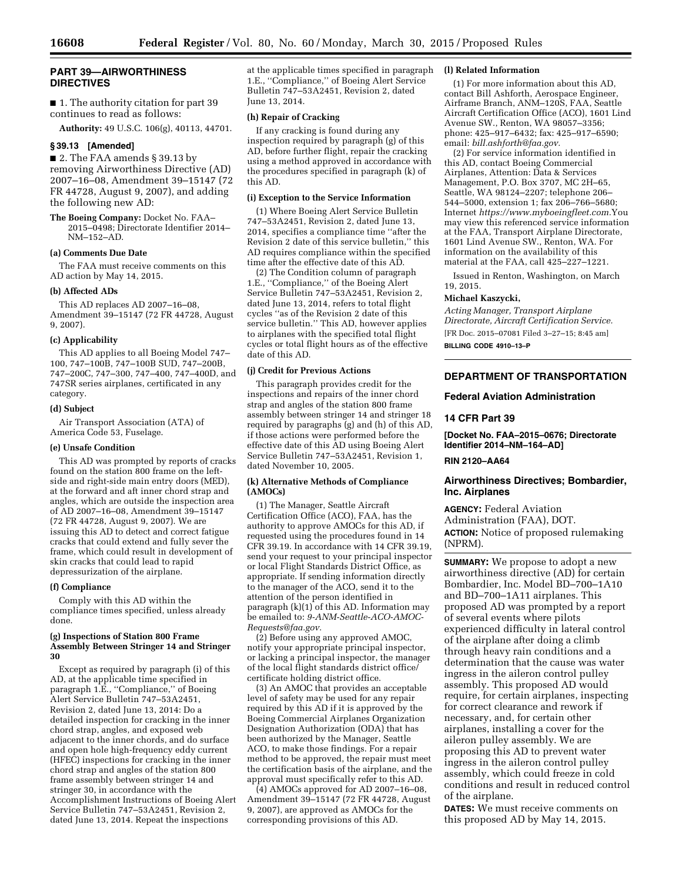## PART 39—AIRWORTHINESS DIRECTIVES

■ 1. The authority citation for part 39 continues to read as follows:

**Authority:** 49 U.S.C. 106(g), 40113, 44701.

### § 39.13 [Amended]

■ 2. The FAA amends § 39.13 by removing Airworthiness Directive (AD) 2007–16–08, Amendment 39–15147 (72 FR 44728, August 9, 2007), and adding the following new AD:

**The Boeing Company:** Docket No. FAA–2015–0498; Directorate Identifier 2014–NM–152–AD.

#### (a) Comments Due Date

The FAA must receive comments on this AD action by May 14, 2015.

#### (b) Affected ADs

This AD replaces AD 2007–16–08, Amendment 39–15147 (72 FR 44728, August 9, 2007).

#### (c) Applicability

This AD applies to all Boeing Model 747–100, 747–100B, 747–100B SUD, 747–200B, 747–200C, 747–300, 747–400, 747–400D, and 747SR series airplanes, certificated in any category.

#### (d) Subject

Air Transport Association (ATA) of America Code 53, Fuselage.

#### (e) Unsafe Condition

This AD was prompted by reports of cracks found on the station 800 frame on the left-side and right-side main entry doors (MED), at the forward and aft inner chord strap and angles, which are outside the inspection area of AD 2007–16–08, Amendment 39–15147 (72 FR 44728, August 9, 2007). We are issuing this AD to detect and correct fatigue cracks that could extend and fully sever the frame, which could result in development of skin cracks that could lead to rapid depressurization of the airplane.

#### (f) Compliance

Comply with this AD within the compliance times specified, unless already done.

#### (g) Inspections of Station 800 Frame Assembly Between Stringer 14 and Stringer 30

Except as required by paragraph (i) of this AD, at the applicable time specified in paragraph 1.E., "Compliance," of Boeing Alert Service Bulletin 747–53A2451, Revision 2, dated June 13, 2014: Do a detailed inspection for cracking in the inner chord strap, angles, and exposed web adjacent to the inner chords, and do surface and open hole high-frequency eddy current (HFEC) inspections for cracking in the inner chord strap and angles of the station 800 frame assembly between stringer 14 and stringer 30, in accordance with the Accomplishment Instructions of Boeing Alert Service Bulletin 747–53A2451, Revision 2, dated June 13, 2014. Repeat the inspections at the applicable times specified in paragraph 1.E., "Compliance," of Boeing Alert Service Bulletin 747–53A2451, Revision 2, dated June 13, 2014.

#### (h) Repair of Cracking

If any cracking is found during any inspection required by paragraph (g) of this AD, before further flight, repair the cracking using a method approved in accordance with the procedures specified in paragraph (k) of this AD.

#### (i) Exception to the Service Information

(1) Where Boeing Alert Service Bulletin 747–53A2451, Revision 2, dated June 13, 2014, specifies a compliance time "after the Revision 2 date of this service bulletin," this AD requires compliance within the specified time after the effective date of this AD.

(2) The Condition column of paragraph 1.E., "Compliance," of the Boeing Alert Service Bulletin 747–53A2451, Revision 2, dated June 13, 2014, refers to total flight cycles "as of the Revision 2 date of this service bulletin." This AD, however applies to airplanes with the specified total flight cycles or total flight hours as of the effective date of this AD.

#### (j) Credit for Previous Actions

This paragraph provides credit for the inspections and repairs of the inner chord strap and angles of the station 800 frame assembly between stringer 14 and stringer 18 required by paragraphs (g) and (h) of this AD, if those actions were performed before the effective date of this AD using Boeing Alert Service Bulletin 747–53A2451, Revision 1, dated November 10, 2005.

#### (k) Alternative Methods of Compliance (AMOCs)

(1) The Manager, Seattle Aircraft Certification Office (ACO), FAA, has the authority to approve AMOCs for this AD, if requested using the procedures found in 14 CFR 39.19. In accordance with 14 CFR 39.19, send your request to your principal inspector or local Flight Standards District Office, as appropriate. If sending information directly to the manager of the ACO, send it to the attention of the person identified in paragraph (k)(1) of this AD. Information may be emailed to: *9-ANM-Seattle-ACO-AMOC-Requests@faa.gov.*

(2) Before using any approved AMOC, notify your appropriate principal inspector, or lacking a principal inspector, the manager of the local flight standards district office/certificate holding district office.

(3) An AMOC that provides an acceptable level of safety may be used for any repair required by this AD if it is approved by the Boeing Commercial Airplanes Organization Designation Authorization (ODA) that has been authorized by the Manager, Seattle ACO, to make those findings. For a repair method to be approved, the repair must meet the certification basis of the airplane, and the approval must specifically refer to this AD.

(4) AMOCs approved for AD 2007–16–08, Amendment 39–15147 (72 FR 44728, August 9, 2007), are approved as AMOCs for the corresponding provisions of this AD.

#### (l) Related Information

(1) For more information about this AD, contact Bill Ashforth, Aerospace Engineer, Airframe Branch, ANM–120S, FAA, Seattle Aircraft Certification Office (ACO), 1601 Lind Avenue SW., Renton, WA 98057–3356; phone: 425–917–6432; fax: 425–917–6590; email: *bill.ashforth@faa.gov.*

(2) For service information identified in this AD, contact Boeing Commercial Airplanes, Attention: Data & Services Management, P.O. Box 3707, MC 2H–65, Seattle, WA 98124–2207; telephone 206–544–5000, extension 1; fax 206–766–5680; Internet *https://www.myboeingfleet.com*.You may view this referenced service information at the FAA, Transport Airplane Directorate, 1601 Lind Avenue SW., Renton, WA. For information on the availability of this material at the FAA, call 425–227–1221.

Issued in Renton, Washington, on March 19, 2015.

**Michael Kaszycki,**

*Acting Manager, Transport Airplane Directorate, Aircraft Certification Service.*

[FR Doc. 2015–07081 Filed 3–27–15; 8:45 am]

**BILLING CODE 4910–13–P**

---

## DEPARTMENT OF TRANSPORTATION

## Federal Aviation Administration

## 14 CFR Part 39

**[Docket No. FAA–2015–0676; Directorate Identifier 2014–NM–164–AD]**

**RIN 2120–AA64**

## Airworthiness Directives; Bombardier, Inc. Airplanes

**AGENCY:** Federal Aviation Administration (FAA), DOT.

**ACTION:** Notice of proposed rulemaking (NPRM).

**SUMMARY:** We propose to adopt a new airworthiness directive (AD) for certain Bombardier, Inc. Model BD–700–1A10 and BD–700–1A11 airplanes. This proposed AD was prompted by a report of several events where pilots experienced difficulty in lateral control of the airplane after doing a climb through heavy rain conditions and a determination that the cause was water ingress in the aileron control pulley assembly. This proposed AD would require, for certain airplanes, inspecting for correct clearance and rework if necessary, and, for certain other airplanes, installing a cover for the aileron pulley assembly. We are proposing this AD to prevent water ingress in the aileron control pulley assembly, which could freeze in cold conditions and result in reduced control of the airplane.

**DATES:** We must receive comments on this proposed AD by May 14, 2015.